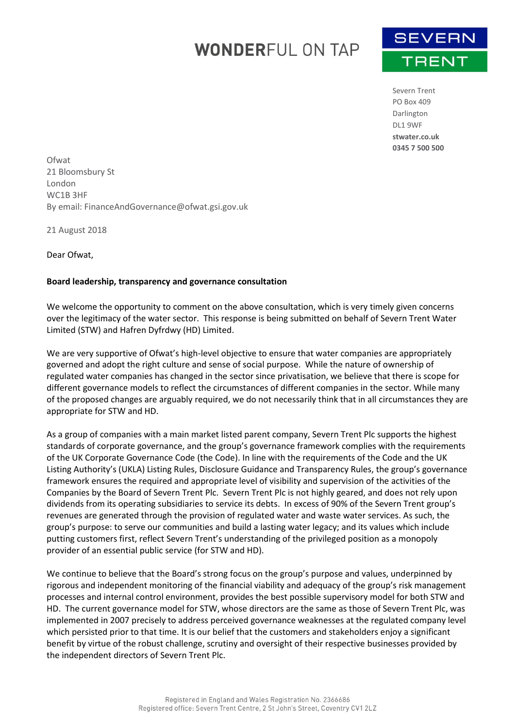WONDERFUL ON TAP

SEVERN TRENT

Severn Trent
PO Box 409
Darlington
DL1 9WF
**stwater.co.uk**
**0345 7 500 500**

Ofwat
21 Bloomsbury St
London
WC1B 3HF
By email: FinanceAndGovernance@ofwat.gsi.gov.uk

21 August 2018

Dear Ofwat,

**Board leadership, transparency and governance consultation**

We welcome the opportunity to comment on the above consultation, which is very timely given concerns over the legitimacy of the water sector. This response is being submitted on behalf of Severn Trent Water Limited (STW) and Hafren Dyfrdwy (HD) Limited.

We are very supportive of Ofwat's high-level objective to ensure that water companies are appropriately governed and adopt the right culture and sense of social purpose. While the nature of ownership of regulated water companies has changed in the sector since privatisation, we believe that there is scope for different governance models to reflect the circumstances of different companies in the sector. While many of the proposed changes are arguably required, we do not necessarily think that in all circumstances they are appropriate for STW and HD.

As a group of companies with a main market listed parent company, Severn Trent Plc supports the highest standards of corporate governance, and the group's governance framework complies with the requirements of the UK Corporate Governance Code (the Code). In line with the requirements of the Code and the UK Listing Authority's (UKLA) Listing Rules, Disclosure Guidance and Transparency Rules, the group's governance framework ensures the required and appropriate level of visibility and supervision of the activities of the Companies by the Board of Severn Trent Plc. Severn Trent Plc is not highly geared, and does not rely upon dividends from its operating subsidiaries to service its debts. In excess of 90% of the Severn Trent group's revenues are generated through the provision of regulated water and waste water services. As such, the group's purpose: to serve our communities and build a lasting water legacy; and its values which include putting customers first, reflect Severn Trent's understanding of the privileged position as a monopoly provider of an essential public service (for STW and HD).

We continue to believe that the Board's strong focus on the group's purpose and values, underpinned by rigorous and independent monitoring of the financial viability and adequacy of the group's risk management processes and internal control environment, provides the best possible supervisory model for both STW and HD. The current governance model for STW, whose directors are the same as those of Severn Trent Plc, was implemented in 2007 precisely to address perceived governance weaknesses at the regulated company level which persisted prior to that time. It is our belief that the customers and stakeholders enjoy a significant benefit by virtue of the robust challenge, scrutiny and oversight of their respective businesses provided by the independent directors of Severn Trent Plc.

Registered in England and Wales Registration No. 2366686
Registered office: Severn Trent Centre, 2 St John's Street, Coventry CV1 2LZ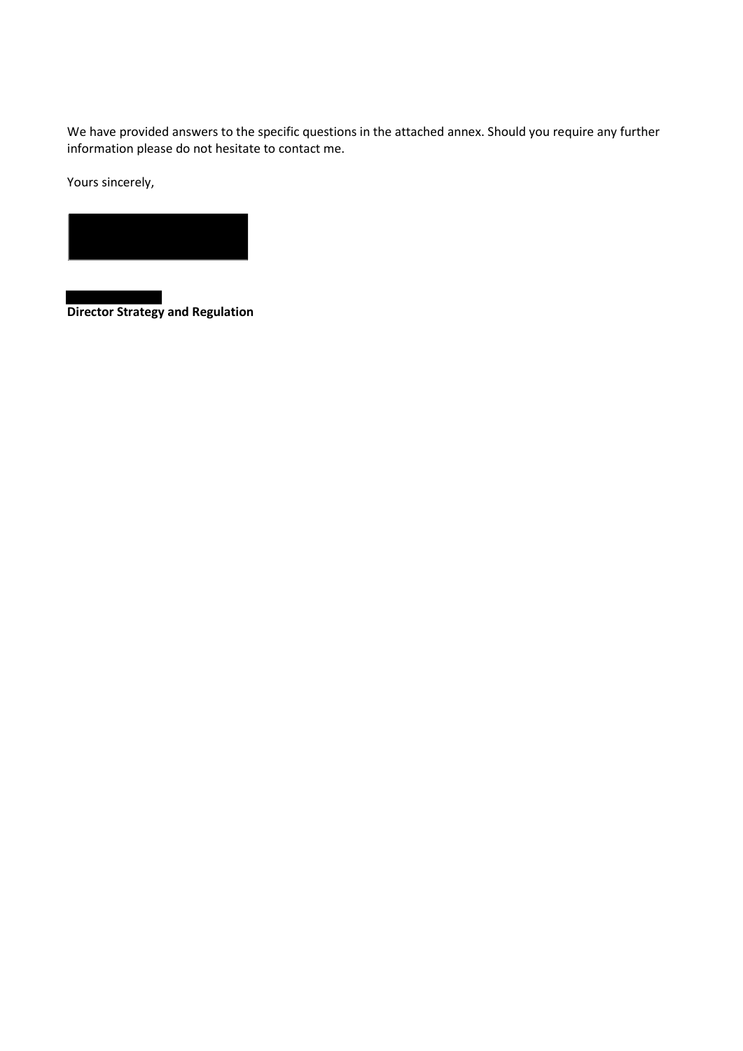We have provided answers to the specific questions in the attached annex. Should you require any further information please do not hesitate to contact me.

Yours sincerely,

**Director Strategy and Regulation**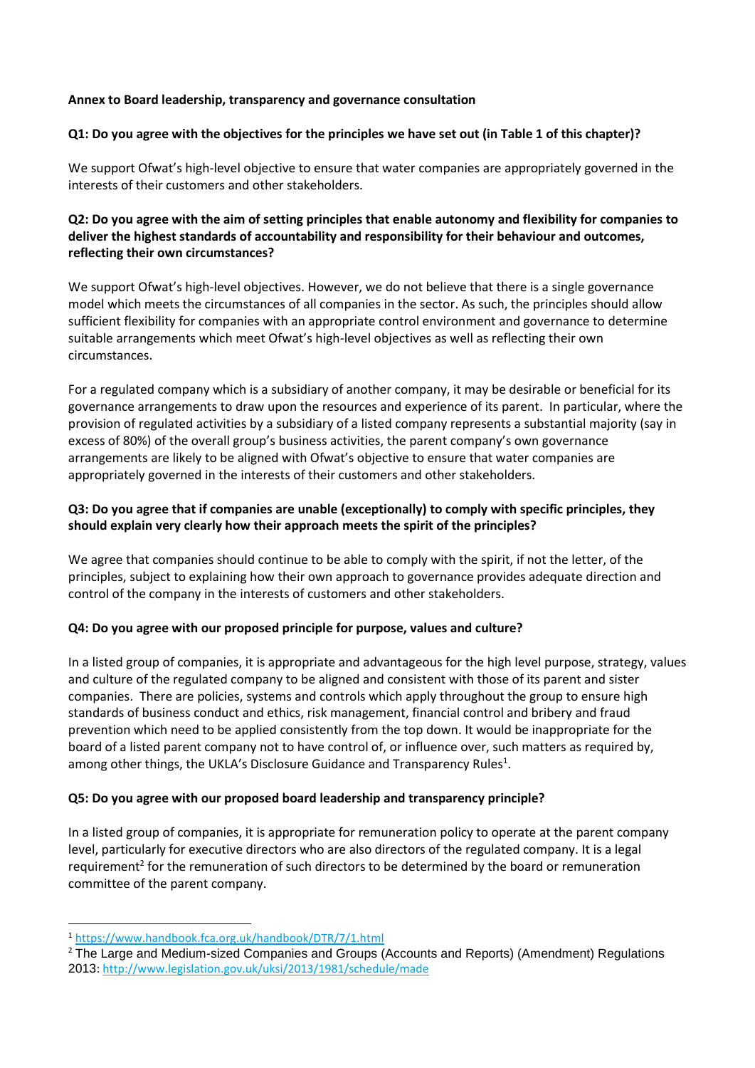**Annex to Board leadership, transparency and governance consultation**

**Q1: Do you agree with the objectives for the principles we have set out (in Table 1 of this chapter)?**

We support Ofwat's high-level objective to ensure that water companies are appropriately governed in the interests of their customers and other stakeholders.

**Q2: Do you agree with the aim of setting principles that enable autonomy and flexibility for companies to deliver the highest standards of accountability and responsibility for their behaviour and outcomes, reflecting their own circumstances?**

We support Ofwat's high-level objectives. However, we do not believe that there is a single governance model which meets the circumstances of all companies in the sector. As such, the principles should allow sufficient flexibility for companies with an appropriate control environment and governance to determine suitable arrangements which meet Ofwat's high-level objectives as well as reflecting their own circumstances.

For a regulated company which is a subsidiary of another company, it may be desirable or beneficial for its governance arrangements to draw upon the resources and experience of its parent. In particular, where the provision of regulated activities by a subsidiary of a listed company represents a substantial majority (say in excess of 80%) of the overall group's business activities, the parent company's own governance arrangements are likely to be aligned with Ofwat's objective to ensure that water companies are appropriately governed in the interests of their customers and other stakeholders.

**Q3: Do you agree that if companies are unable (exceptionally) to comply with specific principles, they should explain very clearly how their approach meets the spirit of the principles?**

We agree that companies should continue to be able to comply with the spirit, if not the letter, of the principles, subject to explaining how their own approach to governance provides adequate direction and control of the company in the interests of customers and other stakeholders.

**Q4: Do you agree with our proposed principle for purpose, values and culture?**

In a listed group of companies, it is appropriate and advantageous for the high level purpose, strategy, values and culture of the regulated company to be aligned and consistent with those of its parent and sister companies. There are policies, systems and controls which apply throughout the group to ensure high standards of business conduct and ethics, risk management, financial control and bribery and fraud prevention which need to be applied consistently from the top down. It would be inappropriate for the board of a listed parent company not to have control of, or influence over, such matters as required by, among other things, the UKLA's Disclosure Guidance and Transparency Rules[1].

**Q5: Do you agree with our proposed board leadership and transparency principle?**

In a listed group of companies, it is appropriate for remuneration policy to operate at the parent company level, particularly for executive directors who are also directors of the regulated company. It is a legal requirement[2] for the remuneration of such directors to be determined by the board or remuneration committee of the parent company.

---

[1] https://www.handbook.fca.org.uk/handbook/DTR/7/1.html

[2] The Large and Medium-sized Companies and Groups (Accounts and Reports) (Amendment) Regulations 2013: http://www.legislation.gov.uk/uksi/2013/1981/schedule/made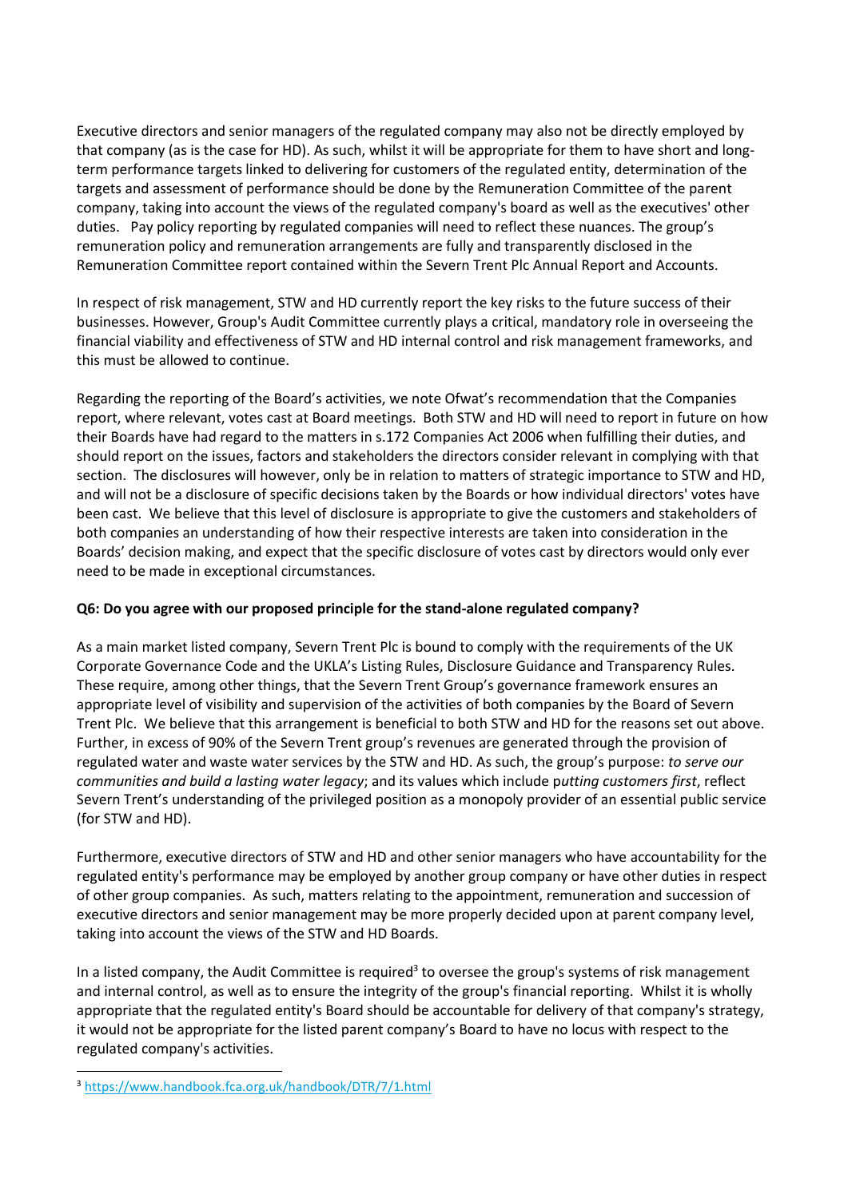Executive directors and senior managers of the regulated company may also not be directly employed by that company (as is the case for HD). As such, whilst it will be appropriate for them to have short and long-term performance targets linked to delivering for customers of the regulated entity, determination of the targets and assessment of performance should be done by the Remuneration Committee of the parent company, taking into account the views of the regulated company's board as well as the executives' other duties. Pay policy reporting by regulated companies will need to reflect these nuances. The group's remuneration policy and remuneration arrangements are fully and transparently disclosed in the Remuneration Committee report contained within the Severn Trent Plc Annual Report and Accounts.

In respect of risk management, STW and HD currently report the key risks to the future success of their businesses. However, Group's Audit Committee currently plays a critical, mandatory role in overseeing the financial viability and effectiveness of STW and HD internal control and risk management frameworks, and this must be allowed to continue.

Regarding the reporting of the Board's activities, we note Ofwat's recommendation that the Companies report, where relevant, votes cast at Board meetings. Both STW and HD will need to report in future on how their Boards have had regard to the matters in s.172 Companies Act 2006 when fulfilling their duties, and should report on the issues, factors and stakeholders the directors consider relevant in complying with that section. The disclosures will however, only be in relation to matters of strategic importance to STW and HD, and will not be a disclosure of specific decisions taken by the Boards or how individual directors' votes have been cast. We believe that this level of disclosure is appropriate to give the customers and stakeholders of both companies an understanding of how their respective interests are taken into consideration in the Boards' decision making, and expect that the specific disclosure of votes cast by directors would only ever need to be made in exceptional circumstances.

**Q6: Do you agree with our proposed principle for the stand-alone regulated company?**

As a main market listed company, Severn Trent Plc is bound to comply with the requirements of the UK Corporate Governance Code and the UKLA's Listing Rules, Disclosure Guidance and Transparency Rules. These require, among other things, that the Severn Trent Group's governance framework ensures an appropriate level of visibility and supervision of the activities of both companies by the Board of Severn Trent Plc. We believe that this arrangement is beneficial to both STW and HD for the reasons set out above. Further, in excess of 90% of the Severn Trent group's revenues are generated through the provision of regulated water and waste water services by the STW and HD. As such, the group's purpose: *to serve our communities and build a lasting water legacy*; and its values which include p*utting customers first*, reflect Severn Trent's understanding of the privileged position as a monopoly provider of an essential public service (for STW and HD).

Furthermore, executive directors of STW and HD and other senior managers who have accountability for the regulated entity's performance may be employed by another group company or have other duties in respect of other group companies. As such, matters relating to the appointment, remuneration and succession of executive directors and senior management may be more properly decided upon at parent company level, taking into account the views of the STW and HD Boards.

In a listed company, the Audit Committee is required[3] to oversee the group's systems of risk management and internal control, as well as to ensure the integrity of the group's financial reporting. Whilst it is wholly appropriate that the regulated entity's Board should be accountable for delivery of that company's strategy, it would not be appropriate for the listed parent company's Board to have no locus with respect to the regulated company's activities.

[3] https://www.handbook.fca.org.uk/handbook/DTR/7/1.html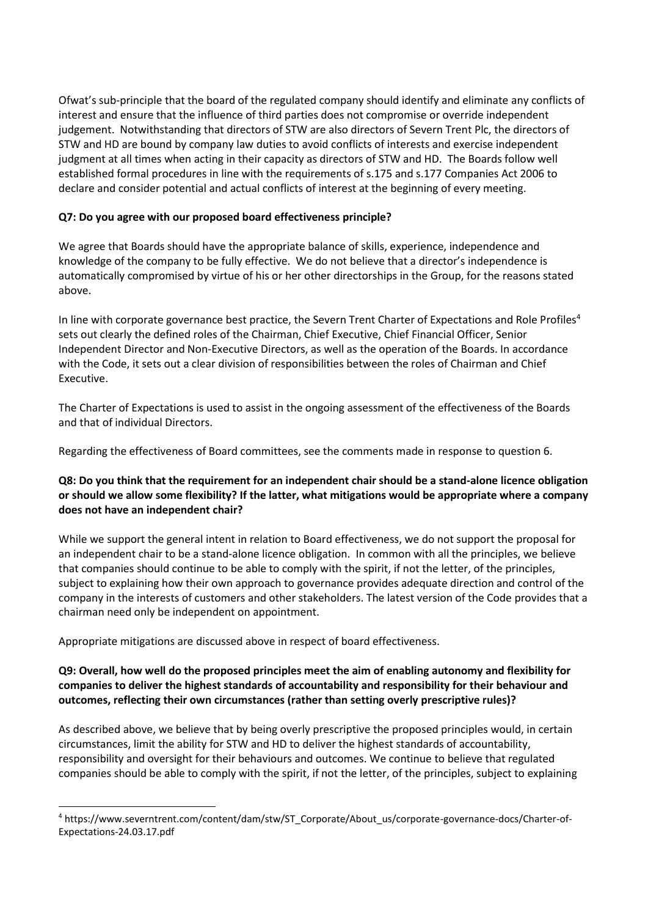Ofwat's sub-principle that the board of the regulated company should identify and eliminate any conflicts of interest and ensure that the influence of third parties does not compromise or override independent judgement. Notwithstanding that directors of STW are also directors of Severn Trent Plc, the directors of STW and HD are bound by company law duties to avoid conflicts of interests and exercise independent judgment at all times when acting in their capacity as directors of STW and HD. The Boards follow well established formal procedures in line with the requirements of s.175 and s.177 Companies Act 2006 to declare and consider potential and actual conflicts of interest at the beginning of every meeting.

**Q7: Do you agree with our proposed board effectiveness principle?**

We agree that Boards should have the appropriate balance of skills, experience, independence and knowledge of the company to be fully effective. We do not believe that a director's independence is automatically compromised by virtue of his or her other directorships in the Group, for the reasons stated above.

In line with corporate governance best practice, the Severn Trent Charter of Expectations and Role Profiles[4] sets out clearly the defined roles of the Chairman, Chief Executive, Chief Financial Officer, Senior Independent Director and Non-Executive Directors, as well as the operation of the Boards. In accordance with the Code, it sets out a clear division of responsibilities between the roles of Chairman and Chief Executive.

The Charter of Expectations is used to assist in the ongoing assessment of the effectiveness of the Boards and that of individual Directors.

Regarding the effectiveness of Board committees, see the comments made in response to question 6.

**Q8: Do you think that the requirement for an independent chair should be a stand-alone licence obligation or should we allow some flexibility? If the latter, what mitigations would be appropriate where a company does not have an independent chair?**

While we support the general intent in relation to Board effectiveness, we do not support the proposal for an independent chair to be a stand-alone licence obligation. In common with all the principles, we believe that companies should continue to be able to comply with the spirit, if not the letter, of the principles, subject to explaining how their own approach to governance provides adequate direction and control of the company in the interests of customers and other stakeholders. The latest version of the Code provides that a chairman need only be independent on appointment.

Appropriate mitigations are discussed above in respect of board effectiveness.

**Q9: Overall, how well do the proposed principles meet the aim of enabling autonomy and flexibility for companies to deliver the highest standards of accountability and responsibility for their behaviour and outcomes, reflecting their own circumstances (rather than setting overly prescriptive rules)?**

As described above, we believe that by being overly prescriptive the proposed principles would, in certain circumstances, limit the ability for STW and HD to deliver the highest standards of accountability, responsibility and oversight for their behaviours and outcomes. We continue to believe that regulated companies should be able to comply with the spirit, if not the letter, of the principles, subject to explaining

[4] https://www.severntrent.com/content/dam/stw/ST_Corporate/About_us/corporate-governance-docs/Charter-of-Expectations-24.03.17.pdf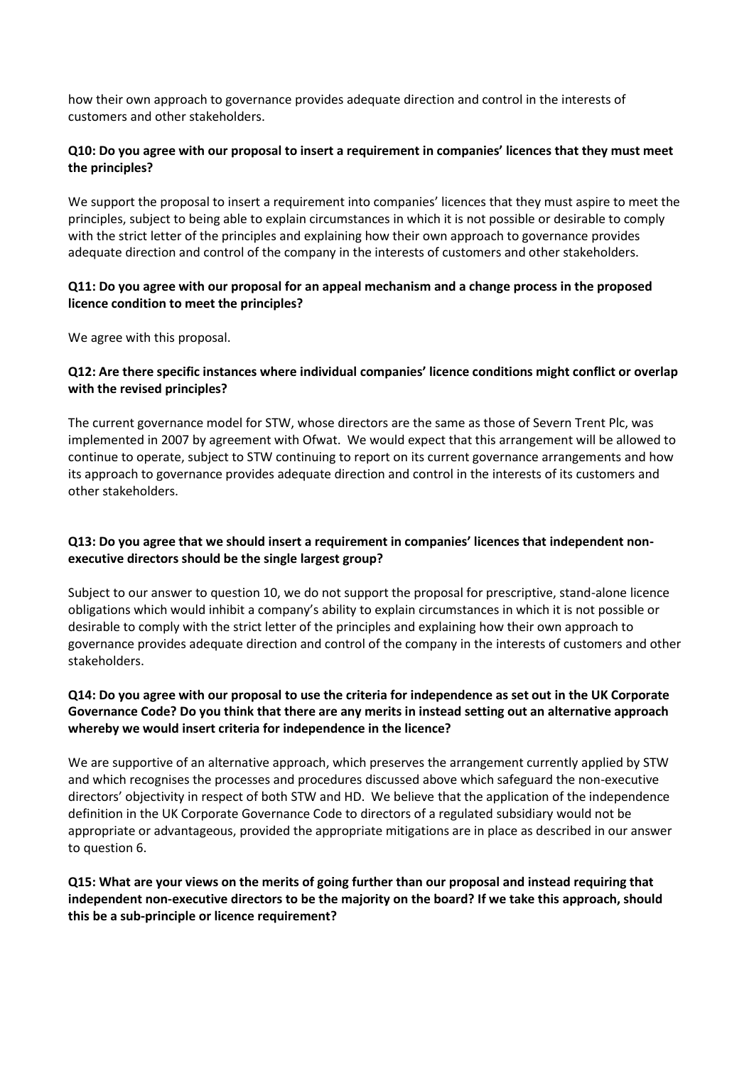how their own approach to governance provides adequate direction and control in the interests of customers and other stakeholders.

**Q10: Do you agree with our proposal to insert a requirement in companies' licences that they must meet the principles?**

We support the proposal to insert a requirement into companies' licences that they must aspire to meet the principles, subject to being able to explain circumstances in which it is not possible or desirable to comply with the strict letter of the principles and explaining how their own approach to governance provides adequate direction and control of the company in the interests of customers and other stakeholders.

**Q11: Do you agree with our proposal for an appeal mechanism and a change process in the proposed licence condition to meet the principles?**

We agree with this proposal.

**Q12: Are there specific instances where individual companies' licence conditions might conflict or overlap with the revised principles?**

The current governance model for STW, whose directors are the same as those of Severn Trent Plc, was implemented in 2007 by agreement with Ofwat. We would expect that this arrangement will be allowed to continue to operate, subject to STW continuing to report on its current governance arrangements and how its approach to governance provides adequate direction and control in the interests of its customers and other stakeholders.

**Q13: Do you agree that we should insert a requirement in companies' licences that independent non-executive directors should be the single largest group?**

Subject to our answer to question 10, we do not support the proposal for prescriptive, stand-alone licence obligations which would inhibit a company's ability to explain circumstances in which it is not possible or desirable to comply with the strict letter of the principles and explaining how their own approach to governance provides adequate direction and control of the company in the interests of customers and other stakeholders.

**Q14: Do you agree with our proposal to use the criteria for independence as set out in the UK Corporate Governance Code? Do you think that there are any merits in instead setting out an alternative approach whereby we would insert criteria for independence in the licence?**

We are supportive of an alternative approach, which preserves the arrangement currently applied by STW and which recognises the processes and procedures discussed above which safeguard the non-executive directors' objectivity in respect of both STW and HD. We believe that the application of the independence definition in the UK Corporate Governance Code to directors of a regulated subsidiary would not be appropriate or advantageous, provided the appropriate mitigations are in place as described in our answer to question 6.

**Q15: What are your views on the merits of going further than our proposal and instead requiring that independent non-executive directors to be the majority on the board? If we take this approach, should this be a sub-principle or licence requirement?**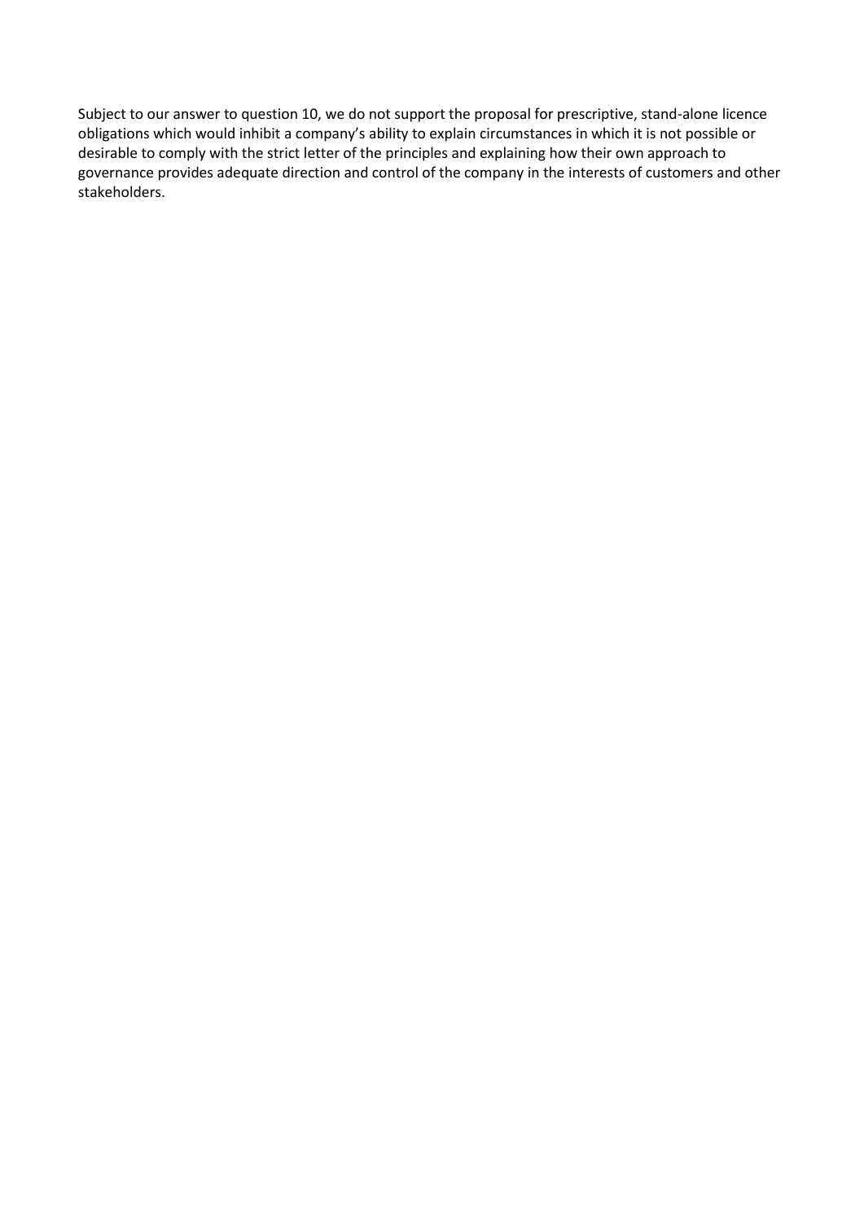Subject to our answer to question 10, we do not support the proposal for prescriptive, stand-alone licence obligations which would inhibit a company's ability to explain circumstances in which it is not possible or desirable to comply with the strict letter of the principles and explaining how their own approach to governance provides adequate direction and control of the company in the interests of customers and other stakeholders.